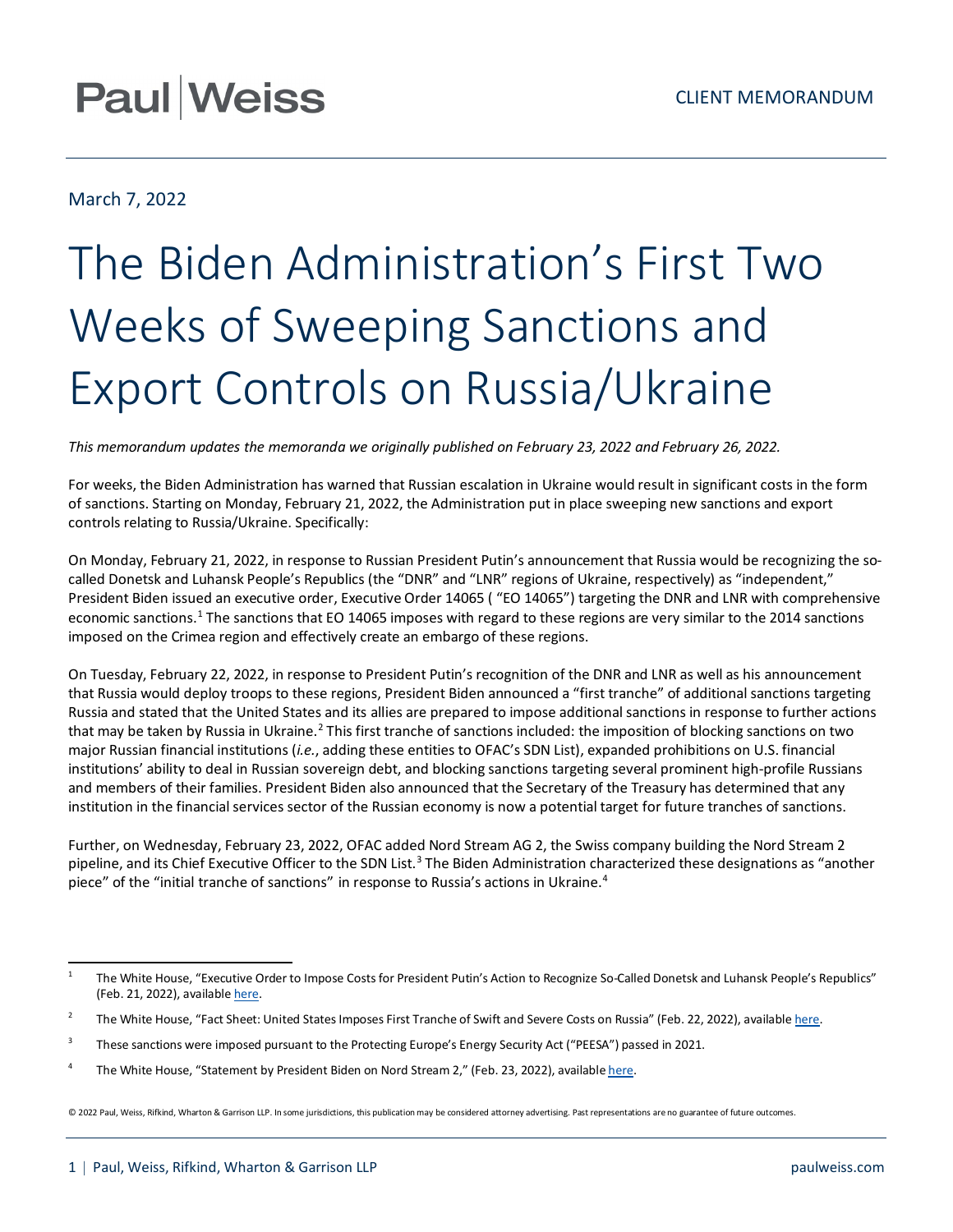Paul|Weiss

CLIENT MEMORANDUM

March 7, 2022

# The Biden Administration's First Two Weeks of Sweeping Sanctions and Export Controls on Russia/Ukraine

*This memorandum updates the memoranda we originally published on February 23, 2022 and February 26, 2022.*

For weeks, the Biden Administration has warned that Russian escalation in Ukraine would result in significant costs in the form of sanctions. Starting on Monday, February 21, 2022, the Administration put in place sweeping new sanctions and export controls relating to Russia/Ukraine. Specifically:

On Monday, February 21, 2022, in response to Russian President Putin's announcement that Russia would be recognizing the so-called Donetsk and Luhansk People's Republics (the "DNR" and "LNR" regions of Ukraine, respectively) as "independent," President Biden issued an executive order, Executive Order 14065 ( "EO 14065") targeting the DNR and LNR with comprehensive economic sanctions.[1] The sanctions that EO 14065 imposes with regard to these regions are very similar to the 2014 sanctions imposed on the Crimea region and effectively create an embargo of these regions.

On Tuesday, February 22, 2022, in response to President Putin's recognition of the DNR and LNR as well as his announcement that Russia would deploy troops to these regions, President Biden announced a "first tranche" of additional sanctions targeting Russia and stated that the United States and its allies are prepared to impose additional sanctions in response to further actions that may be taken by Russia in Ukraine.[2] This first tranche of sanctions included: the imposition of blocking sanctions on two major Russian financial institutions (*i.e.*, adding these entities to OFAC's SDN List), expanded prohibitions on U.S. financial institutions' ability to deal in Russian sovereign debt, and blocking sanctions targeting several prominent high-profile Russians and members of their families. President Biden also announced that the Secretary of the Treasury has determined that any institution in the financial services sector of the Russian economy is now a potential target for future tranches of sanctions.

Further, on Wednesday, February 23, 2022, OFAC added Nord Stream AG 2, the Swiss company building the Nord Stream 2 pipeline, and its Chief Executive Officer to the SDN List.[3] The Biden Administration characterized these designations as "another piece" of the "initial tranche of sanctions" in response to Russia's actions in Ukraine.[4]

---

[1] The White House, "Executive Order to Impose Costs for President Putin's Action to Recognize So-Called Donetsk and Luhansk People's Republics" (Feb. 21, 2022), available here.

[2] The White House, "Fact Sheet: United States Imposes First Tranche of Swift and Severe Costs on Russia" (Feb. 22, 2022), available here.

[3] These sanctions were imposed pursuant to the Protecting Europe's Energy Security Act ("PEESA") passed in 2021.

[4] The White House, "Statement by President Biden on Nord Stream 2," (Feb. 23, 2022), available here.

© 2022 Paul, Weiss, Rifkind, Wharton & Garrison LLP. In some jurisdictions, this publication may be considered attorney advertising. Past representations are no guarantee of future outcomes.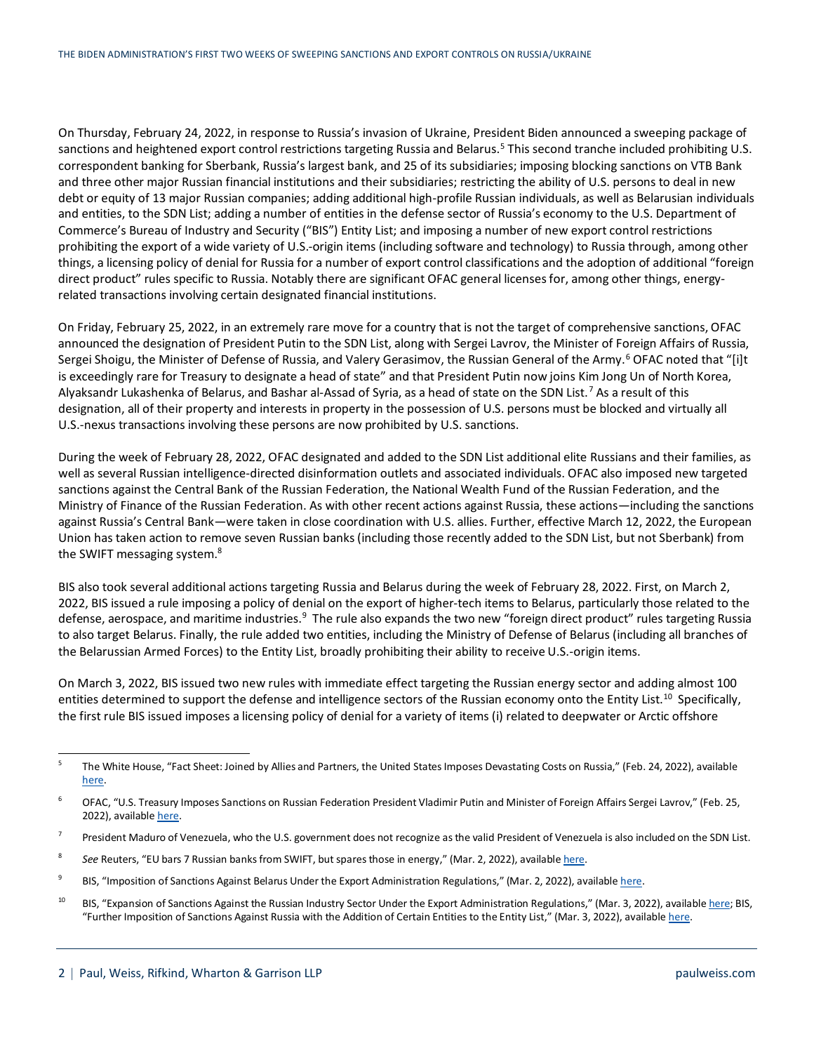On Thursday, February 24, 2022, in response to Russia's invasion of Ukraine, President Biden announced a sweeping package of sanctions and heightened export control restrictions targeting Russia and Belarus.[5] This second tranche included prohibiting U.S. correspondent banking for Sberbank, Russia's largest bank, and 25 of its subsidiaries; imposing blocking sanctions on VTB Bank and three other major Russian financial institutions and their subsidiaries; restricting the ability of U.S. persons to deal in new debt or equity of 13 major Russian companies; adding additional high-profile Russian individuals, as well as Belarusian individuals and entities, to the SDN List; adding a number of entities in the defense sector of Russia's economy to the U.S. Department of Commerce's Bureau of Industry and Security ("BIS") Entity List; and imposing a number of new export control restrictions prohibiting the export of a wide variety of U.S.-origin items (including software and technology) to Russia through, among other things, a licensing policy of denial for Russia for a number of export control classifications and the adoption of additional "foreign direct product" rules specific to Russia. Notably there are significant OFAC general licenses for, among other things, energy-related transactions involving certain designated financial institutions.

On Friday, February 25, 2022, in an extremely rare move for a country that is not the target of comprehensive sanctions, OFAC announced the designation of President Putin to the SDN List, along with Sergei Lavrov, the Minister of Foreign Affairs of Russia, Sergei Shoigu, the Minister of Defense of Russia, and Valery Gerasimov, the Russian General of the Army.[6] OFAC noted that "[i]t is exceedingly rare for Treasury to designate a head of state" and that President Putin now joins Kim Jong Un of North Korea, Alyaksandr Lukashenka of Belarus, and Bashar al-Assad of Syria, as a head of state on the SDN List.[7] As a result of this designation, all of their property and interests in property in the possession of U.S. persons must be blocked and virtually all U.S.-nexus transactions involving these persons are now prohibited by U.S. sanctions.

During the week of February 28, 2022, OFAC designated and added to the SDN List additional elite Russians and their families, as well as several Russian intelligence-directed disinformation outlets and associated individuals. OFAC also imposed new targeted sanctions against the Central Bank of the Russian Federation, the National Wealth Fund of the Russian Federation, and the Ministry of Finance of the Russian Federation. As with other recent actions against Russia, these actions—including the sanctions against Russia's Central Bank—were taken in close coordination with U.S. allies. Further, effective March 12, 2022, the European Union has taken action to remove seven Russian banks (including those recently added to the SDN List, but not Sberbank) from the SWIFT messaging system.[8]

BIS also took several additional actions targeting Russia and Belarus during the week of February 28, 2022. First, on March 2, 2022, BIS issued a rule imposing a policy of denial on the export of higher-tech items to Belarus, particularly those related to the defense, aerospace, and maritime industries.[9] The rule also expands the two new "foreign direct product" rules targeting Russia to also target Belarus. Finally, the rule added two entities, including the Ministry of Defense of Belarus (including all branches of the Belarussian Armed Forces) to the Entity List, broadly prohibiting their ability to receive U.S.-origin items.

On March 3, 2022, BIS issued two new rules with immediate effect targeting the Russian energy sector and adding almost 100 entities determined to support the defense and intelligence sectors of the Russian economy onto the Entity List.[10] Specifically, the first rule BIS issued imposes a licensing policy of denial for a variety of items (i) related to deepwater or Arctic offshore

---

[5] The White House, "Fact Sheet: Joined by Allies and Partners, the United States Imposes Devastating Costs on Russia," (Feb. 24, 2022), available here.

[6] OFAC, "U.S. Treasury Imposes Sanctions on Russian Federation President Vladimir Putin and Minister of Foreign Affairs Sergei Lavrov," (Feb. 25, 2022), available here.

[7] President Maduro of Venezuela, who the U.S. government does not recognize as the valid President of Venezuela is also included on the SDN List.

[8] *See* Reuters, "EU bars 7 Russian banks from SWIFT, but spares those in energy," (Mar. 2, 2022), available here.

[9] BIS, "Imposition of Sanctions Against Belarus Under the Export Administration Regulations," (Mar. 2, 2022), available here.

[10] BIS, "Expansion of Sanctions Against the Russian Industry Sector Under the Export Administration Regulations," (Mar. 3, 2022), available here; BIS, "Further Imposition of Sanctions Against Russia with the Addition of Certain Entities to the Entity List," (Mar. 3, 2022), available here.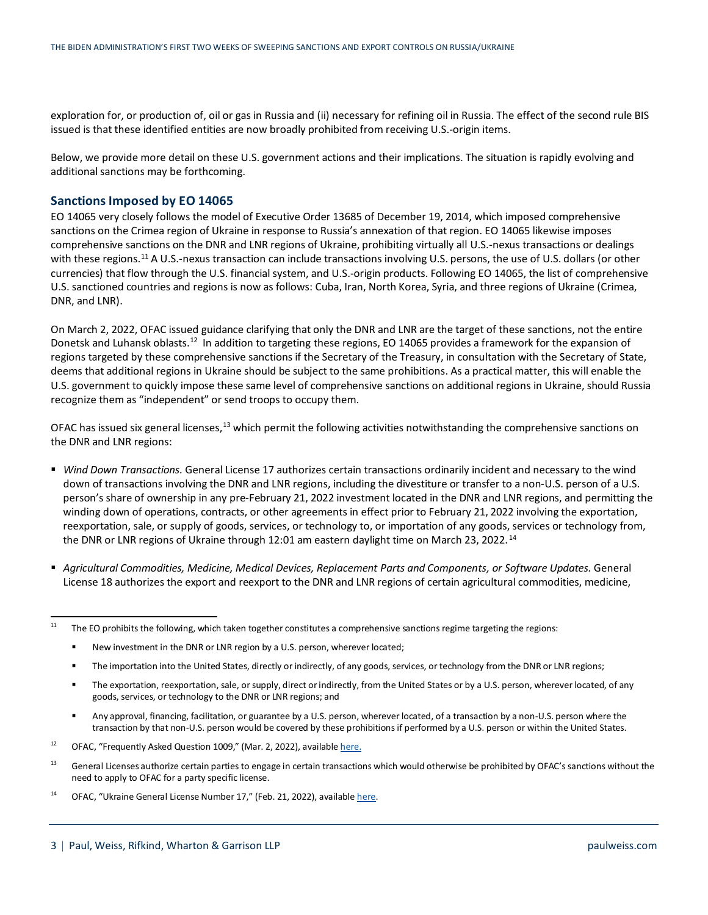exploration for, or production of, oil or gas in Russia and (ii) necessary for refining oil in Russia. The effect of the second rule BIS issued is that these identified entities are now broadly prohibited from receiving U.S.-origin items.

Below, we provide more detail on these U.S. government actions and their implications. The situation is rapidly evolving and additional sanctions may be forthcoming.

## Sanctions Imposed by EO 14065

EO 14065 very closely follows the model of Executive Order 13685 of December 19, 2014, which imposed comprehensive sanctions on the Crimea region of Ukraine in response to Russia's annexation of that region. EO 14065 likewise imposes comprehensive sanctions on the DNR and LNR regions of Ukraine, prohibiting virtually all U.S.-nexus transactions or dealings with these regions.[11] A U.S.-nexus transaction can include transactions involving U.S. persons, the use of U.S. dollars (or other currencies) that flow through the U.S. financial system, and U.S.-origin products. Following EO 14065, the list of comprehensive U.S. sanctioned countries and regions is now as follows: Cuba, Iran, North Korea, Syria, and three regions of Ukraine (Crimea, DNR, and LNR).

On March 2, 2022, OFAC issued guidance clarifying that only the DNR and LNR are the target of these sanctions, not the entire Donetsk and Luhansk oblasts.[12] In addition to targeting these regions, EO 14065 provides a framework for the expansion of regions targeted by these comprehensive sanctions if the Secretary of the Treasury, in consultation with the Secretary of State, deems that additional regions in Ukraine should be subject to the same prohibitions. As a practical matter, this will enable the U.S. government to quickly impose these same level of comprehensive sanctions on additional regions in Ukraine, should Russia recognize them as "independent" or send troops to occupy them.

OFAC has issued six general licenses,[13] which permit the following activities notwithstanding the comprehensive sanctions on the DNR and LNR regions:

- *Wind Down Transactions.* General License 17 authorizes certain transactions ordinarily incident and necessary to the wind down of transactions involving the DNR and LNR regions, including the divestiture or transfer to a non-U.S. person of a U.S. person's share of ownership in any pre-February 21, 2022 investment located in the DNR and LNR regions, and permitting the winding down of operations, contracts, or other agreements in effect prior to February 21, 2022 involving the exportation, reexportation, sale, or supply of goods, services, or technology to, or importation of any goods, services or technology from, the DNR or LNR regions of Ukraine through 12:01 am eastern daylight time on March 23, 2022.[14]
- *Agricultural Commodities, Medicine, Medical Devices, Replacement Parts and Components, or Software Updates.* General License 18 authorizes the export and reexport to the DNR and LNR regions of certain agricultural commodities, medicine,

---

[11] The EO prohibits the following, which taken together constitutes a comprehensive sanctions regime targeting the regions:

- New investment in the DNR or LNR region by a U.S. person, wherever located;
- The importation into the United States, directly or indirectly, of any goods, services, or technology from the DNR or LNR regions;
- The exportation, reexportation, sale, or supply, direct or indirectly, from the United States or by a U.S. person, wherever located, of any goods, services, or technology to the DNR or LNR regions; and
- Any approval, financing, facilitation, or guarantee by a U.S. person, wherever located, of a transaction by a non-U.S. person where the transaction by that non-U.S. person would be covered by these prohibitions if performed by a U.S. person or within the United States.

[12] OFAC, "Frequently Asked Question 1009," (Mar. 2, 2022), available here.

[13] General Licenses authorize certain parties to engage in certain transactions which would otherwise be prohibited by OFAC's sanctions without the need to apply to OFAC for a party specific license.

[14] OFAC, "Ukraine General License Number 17," (Feb. 21, 2022), available here.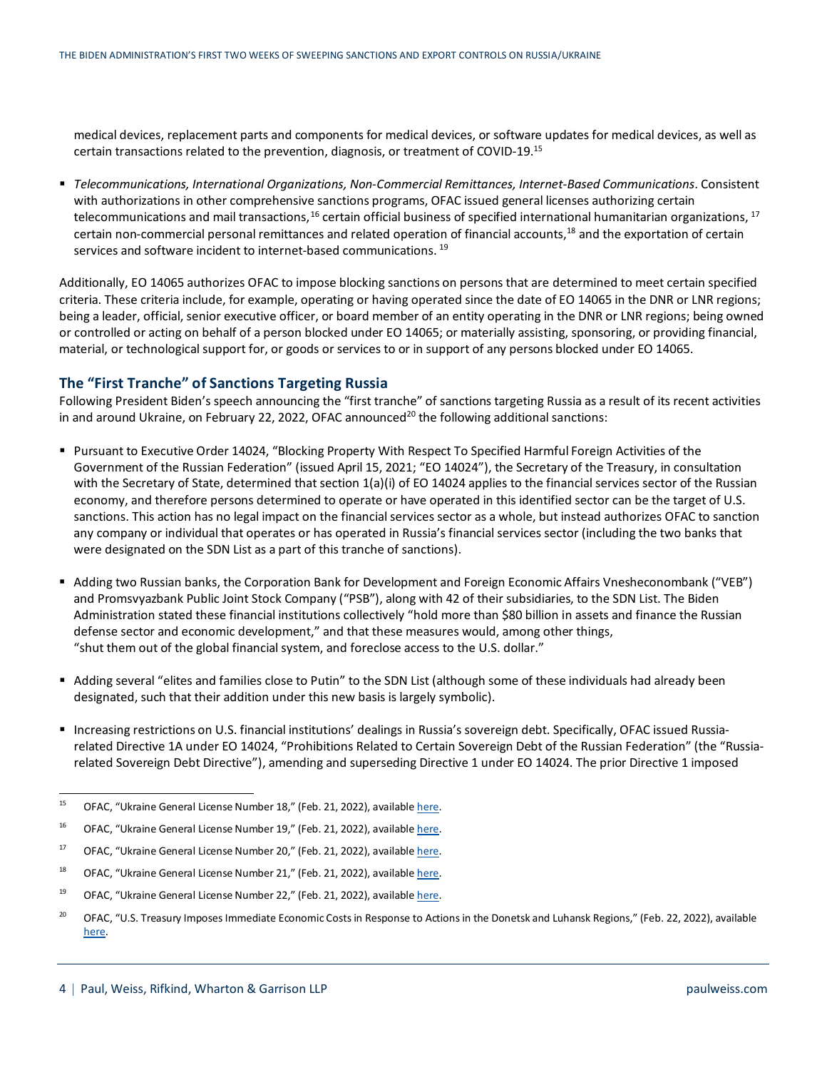medical devices, replacement parts and components for medical devices, or software updates for medical devices, as well as certain transactions related to the prevention, diagnosis, or treatment of COVID-19.[15]

- *Telecommunications, International Organizations, Non-Commercial Remittances, Internet-Based Communications*. Consistent with authorizations in other comprehensive sanctions programs, OFAC issued general licenses authorizing certain telecommunications and mail transactions,[16] certain official business of specified international humanitarian organizations,[17] certain non-commercial personal remittances and related operation of financial accounts,[18] and the exportation of certain services and software incident to internet-based communications.[19]

Additionally, EO 14065 authorizes OFAC to impose blocking sanctions on persons that are determined to meet certain specified criteria. These criteria include, for example, operating or having operated since the date of EO 14065 in the DNR or LNR regions; being a leader, official, senior executive officer, or board member of an entity operating in the DNR or LNR regions; being owned or controlled or acting on behalf of a person blocked under EO 14065; or materially assisting, sponsoring, or providing financial, material, or technological support for, or goods or services to or in support of any persons blocked under EO 14065.

## The "First Tranche" of Sanctions Targeting Russia

Following President Biden's speech announcing the "first tranche" of sanctions targeting Russia as a result of its recent activities in and around Ukraine, on February 22, 2022, OFAC announced[20] the following additional sanctions:

- Pursuant to Executive Order 14024, "Blocking Property With Respect To Specified Harmful Foreign Activities of the Government of the Russian Federation" (issued April 15, 2021; "EO 14024"), the Secretary of the Treasury, in consultation with the Secretary of State, determined that section 1(a)(i) of EO 14024 applies to the financial services sector of the Russian economy, and therefore persons determined to operate or have operated in this identified sector can be the target of U.S. sanctions. This action has no legal impact on the financial services sector as a whole, but instead authorizes OFAC to sanction any company or individual that operates or has operated in Russia's financial services sector (including the two banks that were designated on the SDN List as a part of this tranche of sanctions).

- Adding two Russian banks, the Corporation Bank for Development and Foreign Economic Affairs Vnesheconombank ("VEB") and Promsvyazbank Public Joint Stock Company ("PSB"), along with 42 of their subsidiaries, to the SDN List. The Biden Administration stated these financial institutions collectively "hold more than $80 billion in assets and finance the Russian defense sector and economic development," and that these measures would, among other things, "shut them out of the global financial system, and foreclose access to the U.S. dollar."

- Adding several "elites and families close to Putin" to the SDN List (although some of these individuals had already been designated, such that their addition under this new basis is largely symbolic).

- Increasing restrictions on U.S. financial institutions' dealings in Russia's sovereign debt. Specifically, OFAC issued Russia-related Directive 1A under EO 14024, "Prohibitions Related to Certain Sovereign Debt of the Russian Federation" (the "Russia-related Sovereign Debt Directive"), amending and superseding Directive 1 under EO 14024. The prior Directive 1 imposed

---

[15] OFAC, "Ukraine General License Number 18," (Feb. 21, 2022), available here.

[16] OFAC, "Ukraine General License Number 19," (Feb. 21, 2022), available here.

[17] OFAC, "Ukraine General License Number 20," (Feb. 21, 2022), available here.

[18] OFAC, "Ukraine General License Number 21," (Feb. 21, 2022), available here.

[19] OFAC, "Ukraine General License Number 22," (Feb. 21, 2022), available here.

[20] OFAC, "U.S. Treasury Imposes Immediate Economic Costs in Response to Actions in the Donetsk and Luhansk Regions," (Feb. 22, 2022), available here.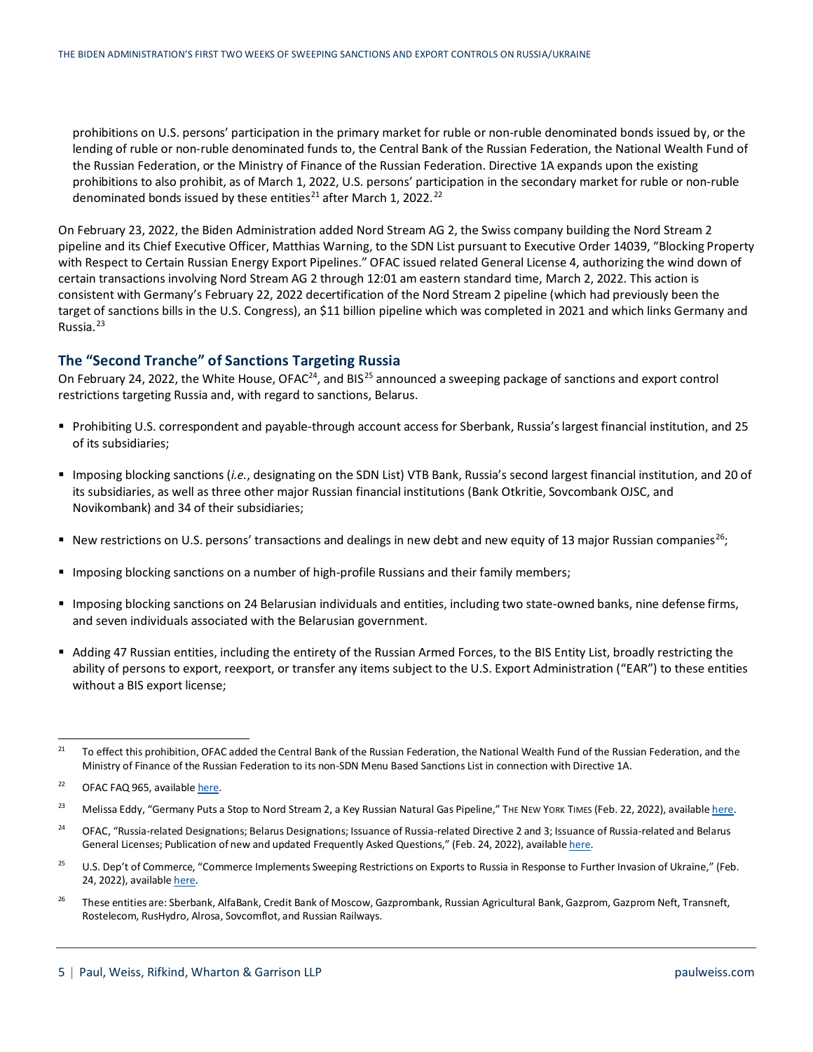prohibitions on U.S. persons' participation in the primary market for ruble or non-ruble denominated bonds issued by, or the lending of ruble or non-ruble denominated funds to, the Central Bank of the Russian Federation, the National Wealth Fund of the Russian Federation, or the Ministry of Finance of the Russian Federation. Directive 1A expands upon the existing prohibitions to also prohibit, as of March 1, 2022, U.S. persons' participation in the secondary market for ruble or non-ruble denominated bonds issued by these entities[21] after March 1, 2022.[22]

On February 23, 2022, the Biden Administration added Nord Stream AG 2, the Swiss company building the Nord Stream 2 pipeline and its Chief Executive Officer, Matthias Warning, to the SDN List pursuant to Executive Order 14039, "Blocking Property with Respect to Certain Russian Energy Export Pipelines." OFAC issued related General License 4, authorizing the wind down of certain transactions involving Nord Stream AG 2 through 12:01 am eastern standard time, March 2, 2022. This action is consistent with Germany's February 22, 2022 decertification of the Nord Stream 2 pipeline (which had previously been the target of sanctions bills in the U.S. Congress), an $11 billion pipeline which was completed in 2021 and which links Germany and Russia.[23]

## The "Second Tranche" of Sanctions Targeting Russia

On February 24, 2022, the White House, OFAC[24], and BIS[25] announced a sweeping package of sanctions and export control restrictions targeting Russia and, with regard to sanctions, Belarus.

- Prohibiting U.S. correspondent and payable-through account access for Sberbank, Russia's largest financial institution, and 25 of its subsidiaries;
- Imposing blocking sanctions (*i.e.*, designating on the SDN List) VTB Bank, Russia's second largest financial institution, and 20 of its subsidiaries, as well as three other major Russian financial institutions (Bank Otkritie, Sovcombank OJSC, and Novikombank) and 34 of their subsidiaries;
- New restrictions on U.S. persons' transactions and dealings in new debt and new equity of 13 major Russian companies[26];
- Imposing blocking sanctions on a number of high-profile Russians and their family members;
- Imposing blocking sanctions on 24 Belarusian individuals and entities, including two state-owned banks, nine defense firms, and seven individuals associated with the Belarusian government.
- Adding 47 Russian entities, including the entirety of the Russian Armed Forces, to the BIS Entity List, broadly restricting the ability of persons to export, reexport, or transfer any items subject to the U.S. Export Administration ("EAR") to these entities without a BIS export license;

---

[21] To effect this prohibition, OFAC added the Central Bank of the Russian Federation, the National Wealth Fund of the Russian Federation, and the Ministry of Finance of the Russian Federation to its non-SDN Menu Based Sanctions List in connection with Directive 1A.

[22] OFAC FAQ 965, available here.

[23] Melissa Eddy, "Germany Puts a Stop to Nord Stream 2, a Key Russian Natural Gas Pipeline," THE NEW YORK TIMES (Feb. 22, 2022), available here.

[24] OFAC, "Russia-related Designations; Belarus Designations; Issuance of Russia-related Directive 2 and 3; Issuance of Russia-related and Belarus General Licenses; Publication of new and updated Frequently Asked Questions," (Feb. 24, 2022), available here.

[25] U.S. Dep't of Commerce, "Commerce Implements Sweeping Restrictions on Exports to Russia in Response to Further Invasion of Ukraine," (Feb. 24, 2022), available here.

[26] These entities are: Sberbank, AlfaBank, Credit Bank of Moscow, Gazprombank, Russian Agricultural Bank, Gazprom, Gazprom Neft, Transneft, Rostelecom, RusHydro, Alrosa, Sovcomflot, and Russian Railways.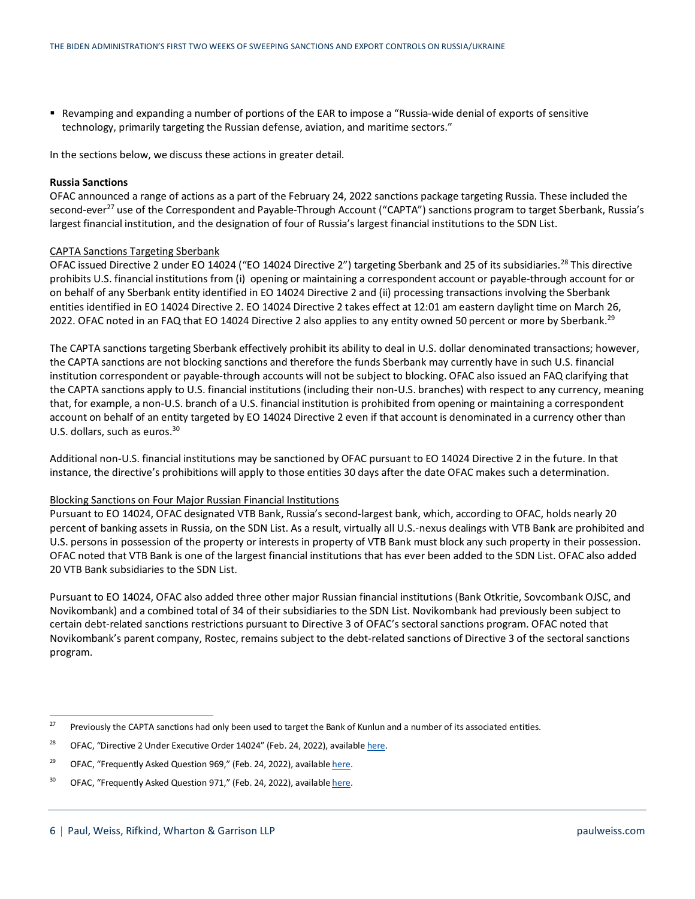- Revamping and expanding a number of portions of the EAR to impose a "Russia-wide denial of exports of sensitive technology, primarily targeting the Russian defense, aviation, and maritime sectors."

In the sections below, we discuss these actions in greater detail.

**Russia Sanctions**

OFAC announced a range of actions as a part of the February 24, 2022 sanctions package targeting Russia. These included the second-ever[27] use of the Correspondent and Payable-Through Account ("CAPTA") sanctions program to target Sberbank, Russia's largest financial institution, and the designation of four of Russia's largest financial institutions to the SDN List.

<u>CAPTA Sanctions Targeting Sberbank</u>

OFAC issued Directive 2 under EO 14024 ("EO 14024 Directive 2") targeting Sberbank and 25 of its subsidiaries.[28] This directive prohibits U.S. financial institutions from (i) opening or maintaining a correspondent account or payable-through account for or on behalf of any Sberbank entity identified in EO 14024 Directive 2 and (ii) processing transactions involving the Sberbank entities identified in EO 14024 Directive 2. EO 14024 Directive 2 takes effect at 12:01 am eastern daylight time on March 26, 2022. OFAC noted in an FAQ that EO 14024 Directive 2 also applies to any entity owned 50 percent or more by Sberbank.[29]

The CAPTA sanctions targeting Sberbank effectively prohibit its ability to deal in U.S. dollar denominated transactions; however, the CAPTA sanctions are not blocking sanctions and therefore the funds Sberbank may currently have in such U.S. financial institution correspondent or payable-through accounts will not be subject to blocking. OFAC also issued an FAQ clarifying that the CAPTA sanctions apply to U.S. financial institutions (including their non-U.S. branches) with respect to any currency, meaning that, for example, a non-U.S. branch of a U.S. financial institution is prohibited from opening or maintaining a correspondent account on behalf of an entity targeted by EO 14024 Directive 2 even if that account is denominated in a currency other than U.S. dollars, such as euros.[30]

Additional non-U.S. financial institutions may be sanctioned by OFAC pursuant to EO 14024 Directive 2 in the future. In that instance, the directive's prohibitions will apply to those entities 30 days after the date OFAC makes such a determination.

<u>Blocking Sanctions on Four Major Russian Financial Institutions</u>

Pursuant to EO 14024, OFAC designated VTB Bank, Russia's second-largest bank, which, according to OFAC, holds nearly 20 percent of banking assets in Russia, on the SDN List. As a result, virtually all U.S.-nexus dealings with VTB Bank are prohibited and U.S. persons in possession of the property or interests in property of VTB Bank must block any such property in their possession. OFAC noted that VTB Bank is one of the largest financial institutions that has ever been added to the SDN List. OFAC also added 20 VTB Bank subsidiaries to the SDN List.

Pursuant to EO 14024, OFAC also added three other major Russian financial institutions (Bank Otkritie, Sovcombank OJSC, and Novikombank) and a combined total of 34 of their subsidiaries to the SDN List. Novikombank had previously been subject to certain debt-related sanctions restrictions pursuant to Directive 3 of OFAC's sectoral sanctions program. OFAC noted that Novikombank's parent company, Rostec, remains subject to the debt-related sanctions of Directive 3 of the sectoral sanctions program.

---

[27] Previously the CAPTA sanctions had only been used to target the Bank of Kunlun and a number of its associated entities.

[28] OFAC, "Directive 2 Under Executive Order 14024" (Feb. 24, 2022), available here.

[29] OFAC, "Frequently Asked Question 969," (Feb. 24, 2022), available here.

[30] OFAC, "Frequently Asked Question 971," (Feb. 24, 2022), available here.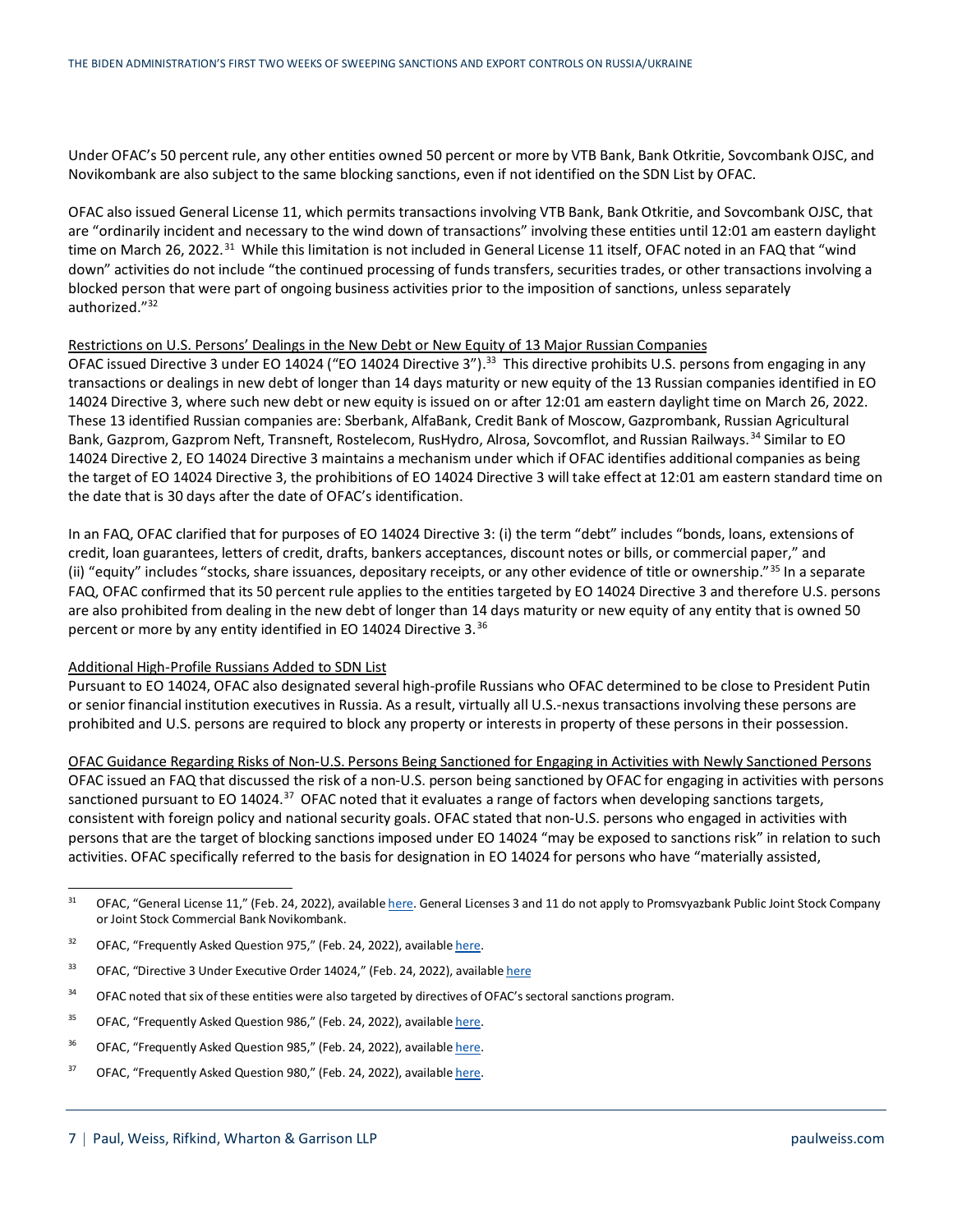Under OFAC's 50 percent rule, any other entities owned 50 percent or more by VTB Bank, Bank Otkritie, Sovcombank OJSC, and Novikombank are also subject to the same blocking sanctions, even if not identified on the SDN List by OFAC.

OFAC also issued General License 11, which permits transactions involving VTB Bank, Bank Otkritie, and Sovcombank OJSC, that are "ordinarily incident and necessary to the wind down of transactions" involving these entities until 12:01 am eastern daylight time on March 26, 2022.[31] While this limitation is not included in General License 11 itself, OFAC noted in an FAQ that "wind down" activities do not include "the continued processing of funds transfers, securities trades, or other transactions involving a blocked person that were part of ongoing business activities prior to the imposition of sanctions, unless separately authorized."[32]

Restrictions on U.S. Persons' Dealings in the New Debt or New Equity of 13 Major Russian Companies

OFAC issued Directive 3 under EO 14024 ("EO 14024 Directive 3").[33] This directive prohibits U.S. persons from engaging in any transactions or dealings in new debt of longer than 14 days maturity or new equity of the 13 Russian companies identified in EO 14024 Directive 3, where such new debt or new equity is issued on or after 12:01 am eastern daylight time on March 26, 2022. These 13 identified Russian companies are: Sberbank, AlfaBank, Credit Bank of Moscow, Gazprombank, Russian Agricultural Bank, Gazprom, Gazprom Neft, Transneft, Rostelecom, RusHydro, Alrosa, Sovcomflot, and Russian Railways.[34] Similar to EO 14024 Directive 2, EO 14024 Directive 3 maintains a mechanism under which if OFAC identifies additional companies as being the target of EO 14024 Directive 3, the prohibitions of EO 14024 Directive 3 will take effect at 12:01 am eastern standard time on the date that is 30 days after the date of OFAC's identification.

In an FAQ, OFAC clarified that for purposes of EO 14024 Directive 3: (i) the term "debt" includes "bonds, loans, extensions of credit, loan guarantees, letters of credit, drafts, bankers acceptances, discount notes or bills, or commercial paper," and (ii) "equity" includes "stocks, share issuances, depositary receipts, or any other evidence of title or ownership."[35] In a separate FAQ, OFAC confirmed that its 50 percent rule applies to the entities targeted by EO 14024 Directive 3 and therefore U.S. persons are also prohibited from dealing in the new debt of longer than 14 days maturity or new equity of any entity that is owned 50 percent or more by any entity identified in EO 14024 Directive 3.[36]

Additional High-Profile Russians Added to SDN List

Pursuant to EO 14024, OFAC also designated several high-profile Russians who OFAC determined to be close to President Putin or senior financial institution executives in Russia. As a result, virtually all U.S.-nexus transactions involving these persons are prohibited and U.S. persons are required to block any property or interests in property of these persons in their possession.

OFAC Guidance Regarding Risks of Non-U.S. Persons Being Sanctioned for Engaging in Activities with Newly Sanctioned Persons

OFAC issued an FAQ that discussed the risk of a non-U.S. person being sanctioned by OFAC for engaging in activities with persons sanctioned pursuant to EO 14024.[37] OFAC noted that it evaluates a range of factors when developing sanctions targets, consistent with foreign policy and national security goals. OFAC stated that non-U.S. persons who engaged in activities with persons that are the target of blocking sanctions imposed under EO 14024 "may be exposed to sanctions risk" in relation to such activities. OFAC specifically referred to the basis for designation in EO 14024 for persons who have "materially assisted,

---

[31] OFAC, "General License 11," (Feb. 24, 2022), available here. General Licenses 3 and 11 do not apply to Promsvyazbank Public Joint Stock Company or Joint Stock Commercial Bank Novikombank.

[32] OFAC, "Frequently Asked Question 975," (Feb. 24, 2022), available here.

[33] OFAC, "Directive 3 Under Executive Order 14024," (Feb. 24, 2022), available here

[34] OFAC noted that six of these entities were also targeted by directives of OFAC's sectoral sanctions program.

[35] OFAC, "Frequently Asked Question 986," (Feb. 24, 2022), available here.

[36] OFAC, "Frequently Asked Question 985," (Feb. 24, 2022), available here.

[37] OFAC, "Frequently Asked Question 980," (Feb. 24, 2022), available here.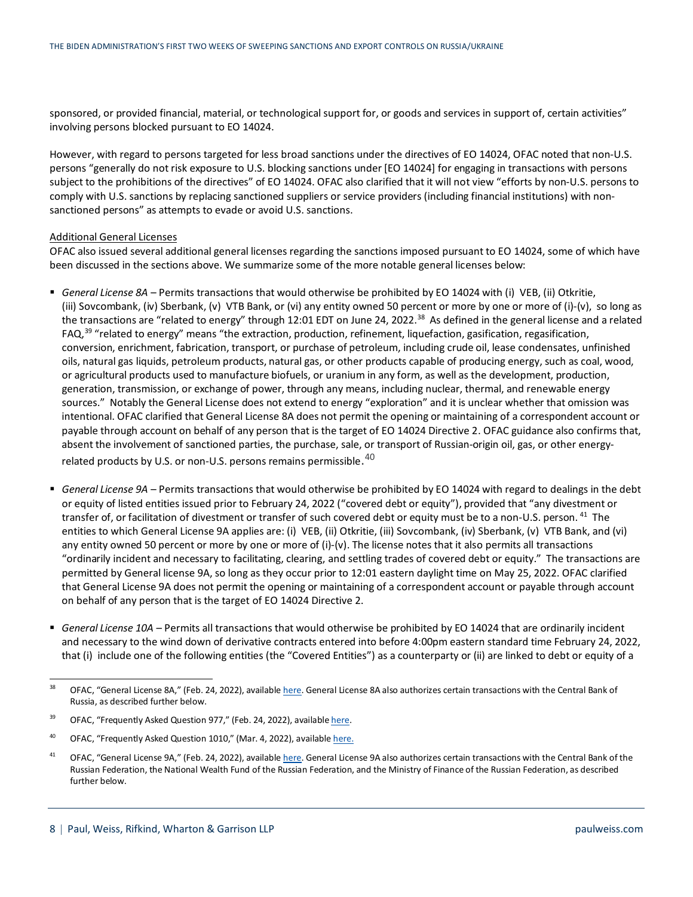sponsored, or provided financial, material, or technological support for, or goods and services in support of, certain activities" involving persons blocked pursuant to EO 14024.

However, with regard to persons targeted for less broad sanctions under the directives of EO 14024, OFAC noted that non-U.S. persons "generally do not risk exposure to U.S. blocking sanctions under [EO 14024] for engaging in transactions with persons subject to the prohibitions of the directives" of EO 14024. OFAC also clarified that it will not view "efforts by non-U.S. persons to comply with U.S. sanctions by replacing sanctioned suppliers or service providers (including financial institutions) with non-sanctioned persons" as attempts to evade or avoid U.S. sanctions.

Additional General Licenses

OFAC also issued several additional general licenses regarding the sanctions imposed pursuant to EO 14024, some of which have been discussed in the sections above. We summarize some of the more notable general licenses below:

- *General License 8A* – Permits transactions that would otherwise be prohibited by EO 14024 with (i) VEB, (ii) Otkritie, (iii) Sovcombank, (iv) Sberbank, (v) VTB Bank, or (vi) any entity owned 50 percent or more by one or more of (i)-(v), so long as the transactions are "related to energy" through 12:01 EDT on June 24, 2022.[38] As defined in the general license and a related FAQ,[39] "related to energy" means "the extraction, production, refinement, liquefaction, gasification, regasification, conversion, enrichment, fabrication, transport, or purchase of petroleum, including crude oil, lease condensates, unfinished oils, natural gas liquids, petroleum products, natural gas, or other products capable of producing energy, such as coal, wood, or agricultural products used to manufacture biofuels, or uranium in any form, as well as the development, production, generation, transmission, or exchange of power, through any means, including nuclear, thermal, and renewable energy sources." Notably the General License does not extend to energy "exploration" and it is unclear whether that omission was intentional. OFAC clarified that General License 8A does not permit the opening or maintaining of a correspondent account or payable through account on behalf of any person that is the target of EO 14024 Directive 2. OFAC guidance also confirms that, absent the involvement of sanctioned parties, the purchase, sale, or transport of Russian-origin oil, gas, or other energy-related products by U.S. or non-U.S. persons remains permissible.[40]

- *General License 9A* – Permits transactions that would otherwise be prohibited by EO 14024 with regard to dealings in the debt or equity of listed entities issued prior to February 24, 2022 ("covered debt or equity"), provided that "any divestment or transfer of, or facilitation of divestment or transfer of such covered debt or equity must be to a non-U.S. person.[41] The entities to which General license 9A applies are: (i) VEB, (ii) Otkritie, (iii) Sovcombank, (iv) Sberbank, (v) VTB Bank, and (vi) any entity owned 50 percent or more by one or more of (i)-(v). The license notes that it also permits all transactions "ordinarily incident and necessary to facilitating, clearing, and settling trades of covered debt or equity." The transactions are permitted by General license 9A, so long as they occur prior to 12:01 eastern daylight time on May 25, 2022. OFAC clarified that General License 9A does not permit the opening or maintaining of a correspondent account or payable through account on behalf of any person that is the target of EO 14024 Directive 2.

- *General License 10A* – Permits all transactions that would otherwise be prohibited by EO 14024 that are ordinarily incident and necessary to the wind down of derivative contracts entered into before 4:00pm eastern standard time February 24, 2022, that (i) include one of the following entities (the "Covered Entities") as a counterparty or (ii) are linked to debt or equity of a

---

[38] OFAC, "General License 8A," (Feb. 24, 2022), available here. General License 8A also authorizes certain transactions with the Central Bank of Russia, as described further below.

[39] OFAC, "Frequently Asked Question 977," (Feb. 24, 2022), available here.

[40] OFAC, "Frequently Asked Question 1010," (Mar. 4, 2022), available here.

[41] OFAC, "General License 9A," (Feb. 24, 2022), available here. General License 9A also authorizes certain transactions with the Central Bank of the Russian Federation, the National Wealth Fund of the Russian Federation, and the Ministry of Finance of the Russian Federation, as described further below.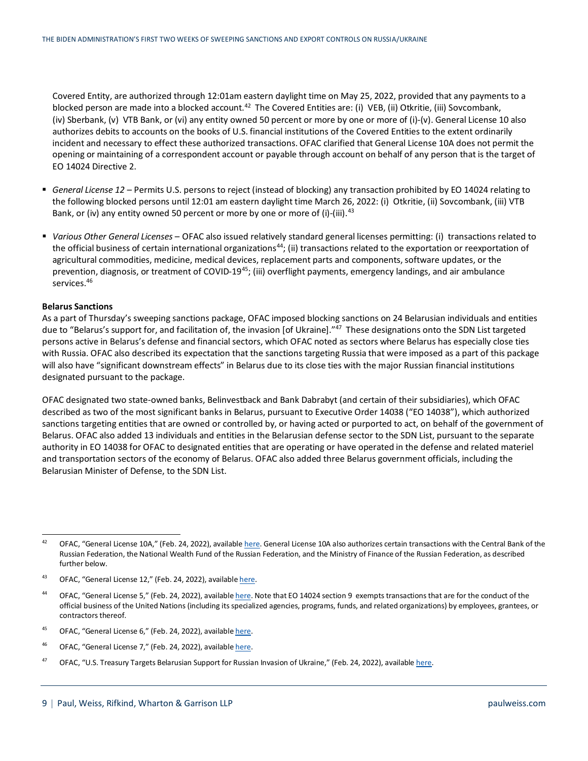Covered Entity, are authorized through 12:01am eastern daylight time on May 25, 2022, provided that any payments to a blocked person are made into a blocked account.[42] The Covered Entities are: (i) VEB, (ii) Otkritie, (iii) Sovcombank, (iv) Sberbank, (v) VTB Bank, or (vi) any entity owned 50 percent or more by one or more of (i)-(v). General License 10 also authorizes debits to accounts on the books of U.S. financial institutions of the Covered Entities to the extent ordinarily incident and necessary to effect these authorized transactions. OFAC clarified that General License 10A does not permit the opening or maintaining of a correspondent account or payable through account on behalf of any person that is the target of EO 14024 Directive 2.

- *General License 12* – Permits U.S. persons to reject (instead of blocking) any transaction prohibited by EO 14024 relating to the following blocked persons until 12:01 am eastern daylight time March 26, 2022: (i) Otkritie, (ii) Sovcombank, (iii) VTB Bank, or (iv) any entity owned 50 percent or more by one or more of (i)-(iii).[43]

- *Various Other General Licenses* – OFAC also issued relatively standard general licenses permitting: (i) transactions related to the official business of certain international organizations[44]; (ii) transactions related to the exportation or reexportation of agricultural commodities, medicine, medical devices, replacement parts and components, software updates, or the prevention, diagnosis, or treatment of COVID-19[45]; (iii) overflight payments, emergency landings, and air ambulance services.[46]

**Belarus Sanctions**

As a part of Thursday's sweeping sanctions package, OFAC imposed blocking sanctions on 24 Belarusian individuals and entities due to "Belarus's support for, and facilitation of, the invasion [of Ukraine]."[47] These designations onto the SDN List targeted persons active in Belarus's defense and financial sectors, which OFAC noted as sectors where Belarus has especially close ties with Russia. OFAC also described its expectation that the sanctions targeting Russia that were imposed as a part of this package will also have "significant downstream effects" in Belarus due to its close ties with the major Russian financial institutions designated pursuant to the package.

OFAC designated two state-owned banks, Belinvestback and Bank Dabrabyt (and certain of their subsidiaries), which OFAC described as two of the most significant banks in Belarus, pursuant to Executive Order 14038 ("EO 14038"), which authorized sanctions targeting entities that are owned or controlled by, or having acted or purported to act, on behalf of the government of Belarus. OFAC also added 13 individuals and entities in the Belarusian defense sector to the SDN List, pursuant to the separate authority in EO 14038 for OFAC to designated entities that are operating or have operated in the defense and related materiel and transportation sectors of the economy of Belarus. OFAC also added three Belarus government officials, including the Belarusian Minister of Defense, to the SDN List.

---

[42] OFAC, "General License 10A," (Feb. 24, 2022), available here. General License 10A also authorizes certain transactions with the Central Bank of the Russian Federation, the National Wealth Fund of the Russian Federation, and the Ministry of Finance of the Russian Federation, as described further below.

[43] OFAC, "General License 12," (Feb. 24, 2022), available here.

[44] OFAC, "General License 5," (Feb. 24, 2022), available here. Note that EO 14024 section 9 exempts transactions that are for the conduct of the official business of the United Nations (including its specialized agencies, programs, funds, and related organizations) by employees, grantees, or contractors thereof.

[45] OFAC, "General License 6," (Feb. 24, 2022), available here.

[46] OFAC, "General License 7," (Feb. 24, 2022), available here.

[47] OFAC, "U.S. Treasury Targets Belarusian Support for Russian Invasion of Ukraine," (Feb. 24, 2022), available here.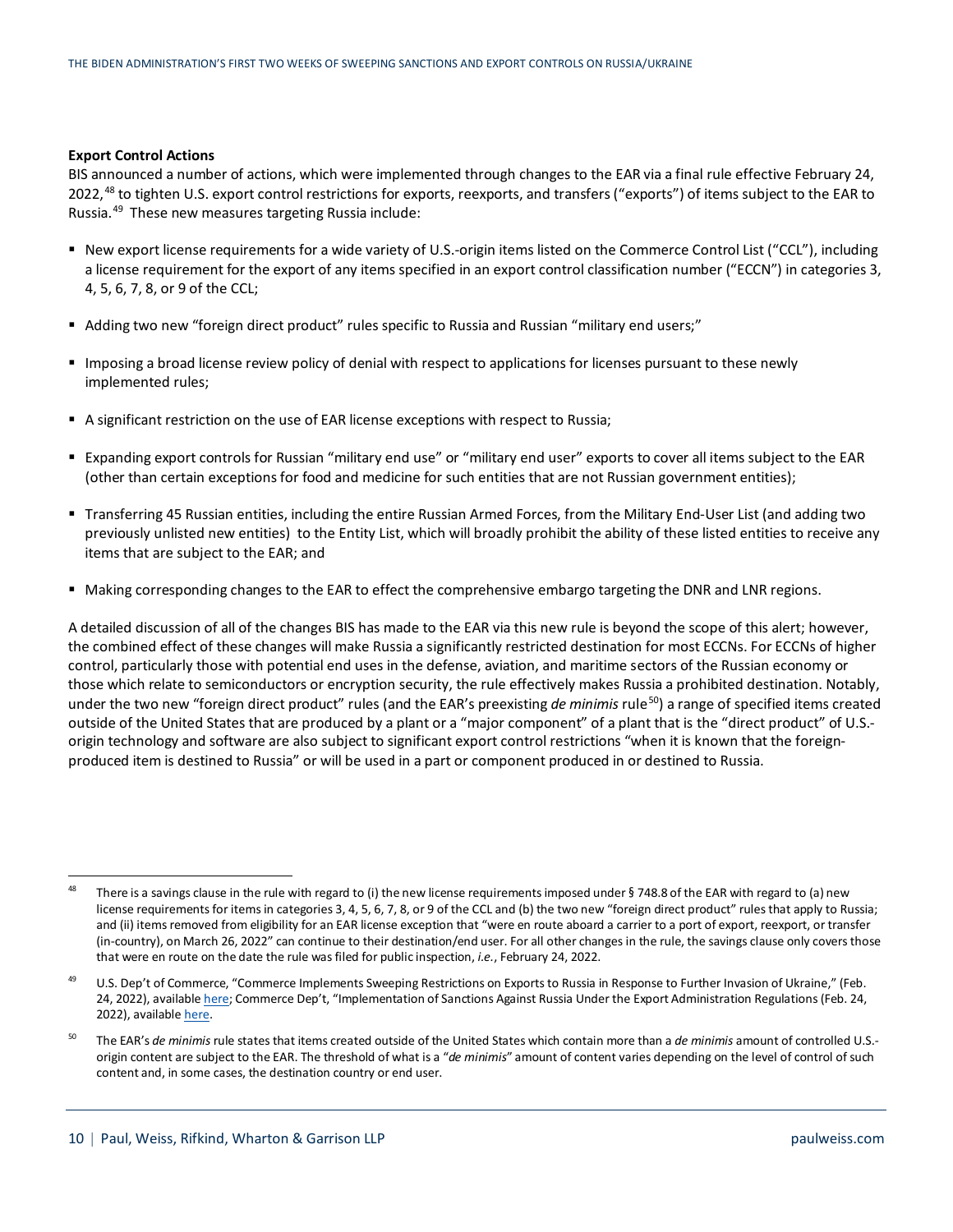**Export Control Actions**

BIS announced a number of actions, which were implemented through changes to the EAR via a final rule effective February 24, 2022,[48] to tighten U.S. export control restrictions for exports, reexports, and transfers ("exports") of items subject to the EAR to Russia.[49] These new measures targeting Russia include:

- New export license requirements for a wide variety of U.S.-origin items listed on the Commerce Control List ("CCL"), including a license requirement for the export of any items specified in an export control classification number ("ECCN") in categories 3, 4, 5, 6, 7, 8, or 9 of the CCL;
- Adding two new "foreign direct product" rules specific to Russia and Russian "military end users;"
- Imposing a broad license review policy of denial with respect to applications for licenses pursuant to these newly implemented rules;
- A significant restriction on the use of EAR license exceptions with respect to Russia;
- Expanding export controls for Russian "military end use" or "military end user" exports to cover all items subject to the EAR (other than certain exceptions for food and medicine for such entities that are not Russian government entities);
- Transferring 45 Russian entities, including the entire Russian Armed Forces, from the Military End-User List (and adding two previously unlisted new entities) to the Entity List, which will broadly prohibit the ability of these listed entities to receive any items that are subject to the EAR; and
- Making corresponding changes to the EAR to effect the comprehensive embargo targeting the DNR and LNR regions.

A detailed discussion of all of the changes BIS has made to the EAR via this new rule is beyond the scope of this alert; however, the combined effect of these changes will make Russia a significantly restricted destination for most ECCNs. For ECCNs of higher control, particularly those with potential end uses in the defense, aviation, and maritime sectors of the Russian economy or those which relate to semiconductors or encryption security, the rule effectively makes Russia a prohibited destination. Notably, under the two new "foreign direct product" rules (and the EAR's preexisting *de minimis* rule[50]) a range of specified items created outside of the United States that are produced by a plant or a "major component" of a plant that is the "direct product" of U.S.-origin technology and software are also subject to significant export control restrictions "when it is known that the foreign-produced item is destined to Russia" or will be used in a part or component produced in or destined to Russia.

---

[48] There is a savings clause in the rule with regard to (i) the new license requirements imposed under § 748.8 of the EAR with regard to (a) new license requirements for items in categories 3, 4, 5, 6, 7, 8, or 9 of the CCL and (b) the two new "foreign direct product" rules that apply to Russia; and (ii) items removed from eligibility for an EAR license exception that "were en route aboard a carrier to a port of export, reexport, or transfer (in-country), on March 26, 2022" can continue to their destination/end user. For all other changes in the rule, the savings clause only covers those that were en route on the date the rule was filed for public inspection, *i.e.*, February 24, 2022.

[49] U.S. Dep't of Commerce, "Commerce Implements Sweeping Restrictions on Exports to Russia in Response to Further Invasion of Ukraine," (Feb. 24, 2022), available here; Commerce Dep't, "Implementation of Sanctions Against Russia Under the Export Administration Regulations (Feb. 24, 2022), available here.

[50] The EAR's *de minimis* rule states that items created outside of the United States which contain more than a *de minimis* amount of controlled U.S.-origin content are subject to the EAR. The threshold of what is a "*de minimis*" amount of content varies depending on the level of control of such content and, in some cases, the destination country or end user.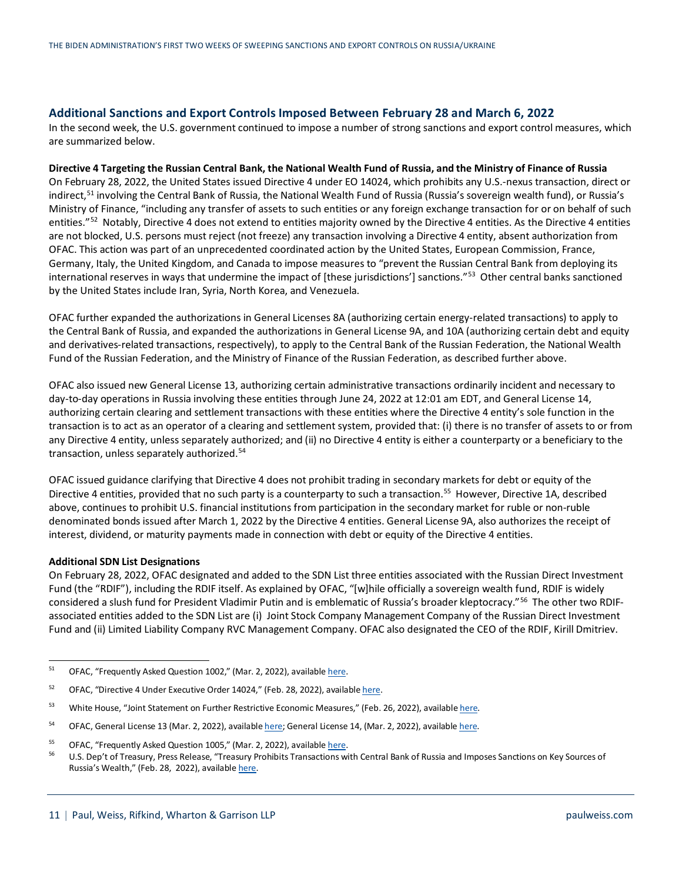## Additional Sanctions and Export Controls Imposed Between February 28 and March 6, 2022

In the second week, the U.S. government continued to impose a number of strong sanctions and export control measures, which are summarized below.

**Directive 4 Targeting the Russian Central Bank, the National Wealth Fund of Russia, and the Ministry of Finance of Russia**

On February 28, 2022, the United States issued Directive 4 under EO 14024, which prohibits any U.S.-nexus transaction, direct or indirect,[51] involving the Central Bank of Russia, the National Wealth Fund of Russia (Russia's sovereign wealth fund), or Russia's Ministry of Finance, "including any transfer of assets to such entities or any foreign exchange transaction for or on behalf of such entities."[52] Notably, Directive 4 does not extend to entities majority owned by the Directive 4 entities. As the Directive 4 entities are not blocked, U.S. persons must reject (not freeze) any transaction involving a Directive 4 entity, absent authorization from OFAC. This action was part of an unprecedented coordinated action by the United States, European Commission, France, Germany, Italy, the United Kingdom, and Canada to impose measures to "prevent the Russian Central Bank from deploying its international reserves in ways that undermine the impact of [these jurisdictions'] sanctions."[53] Other central banks sanctioned by the United States include Iran, Syria, North Korea, and Venezuela.

OFAC further expanded the authorizations in General Licenses 8A (authorizing certain energy-related transactions) to apply to the Central Bank of Russia, and expanded the authorizations in General License 9A, and 10A (authorizing certain debt and equity and derivatives-related transactions, respectively), to apply to the Central Bank of the Russian Federation, the National Wealth Fund of the Russian Federation, and the Ministry of Finance of the Russian Federation, as described further above.

OFAC also issued new General License 13, authorizing certain administrative transactions ordinarily incident and necessary to day-to-day operations in Russia involving these entities through June 24, 2022 at 12:01 am EDT, and General License 14, authorizing certain clearing and settlement transactions with these entities where the Directive 4 entity's sole function in the transaction is to act as an operator of a clearing and settlement system, provided that: (i) there is no transfer of assets to or from any Directive 4 entity, unless separately authorized; and (ii) no Directive 4 entity is either a counterparty or a beneficiary to the transaction, unless separately authorized.[54]

OFAC issued guidance clarifying that Directive 4 does not prohibit trading in secondary markets for debt or equity of the Directive 4 entities, provided that no such party is a counterparty to such a transaction.[55] However, Directive 1A, described above, continues to prohibit U.S. financial institutions from participation in the secondary market for ruble or non-ruble denominated bonds issued after March 1, 2022 by the Directive 4 entities. General License 9A, also authorizes the receipt of interest, dividend, or maturity payments made in connection with debt or equity of the Directive 4 entities.

**Additional SDN List Designations**

On February 28, 2022, OFAC designated and added to the SDN List three entities associated with the Russian Direct Investment Fund (the "RDIF"), including the RDIF itself. As explained by OFAC, "[w]hile officially a sovereign wealth fund, RDIF is widely considered a slush fund for President Vladimir Putin and is emblematic of Russia's broader kleptocracy."[56] The other two RDIF-associated entities added to the SDN List are (i) Joint Stock Company Management Company of the Russian Direct Investment Fund and (ii) Limited Liability Company RVC Management Company. OFAC also designated the CEO of the RDIF, Kirill Dmitriev.

---

[51] OFAC, "Frequently Asked Question 1002," (Mar. 2, 2022), available here.

[52] OFAC, "Directive 4 Under Executive Order 14024," (Feb. 28, 2022), available here.

[53] White House, "Joint Statement on Further Restrictive Economic Measures," (Feb. 26, 2022), available here.

[54] OFAC, General License 13 (Mar. 2, 2022), available here; General License 14, (Mar. 2, 2022), available here.

[55] OFAC, "Frequently Asked Question 1005," (Mar. 2, 2022), available here.

[56] U.S. Dep't of Treasury, Press Release, "Treasury Prohibits Transactions with Central Bank of Russia and Imposes Sanctions on Key Sources of Russia's Wealth," (Feb. 28, 2022), available here.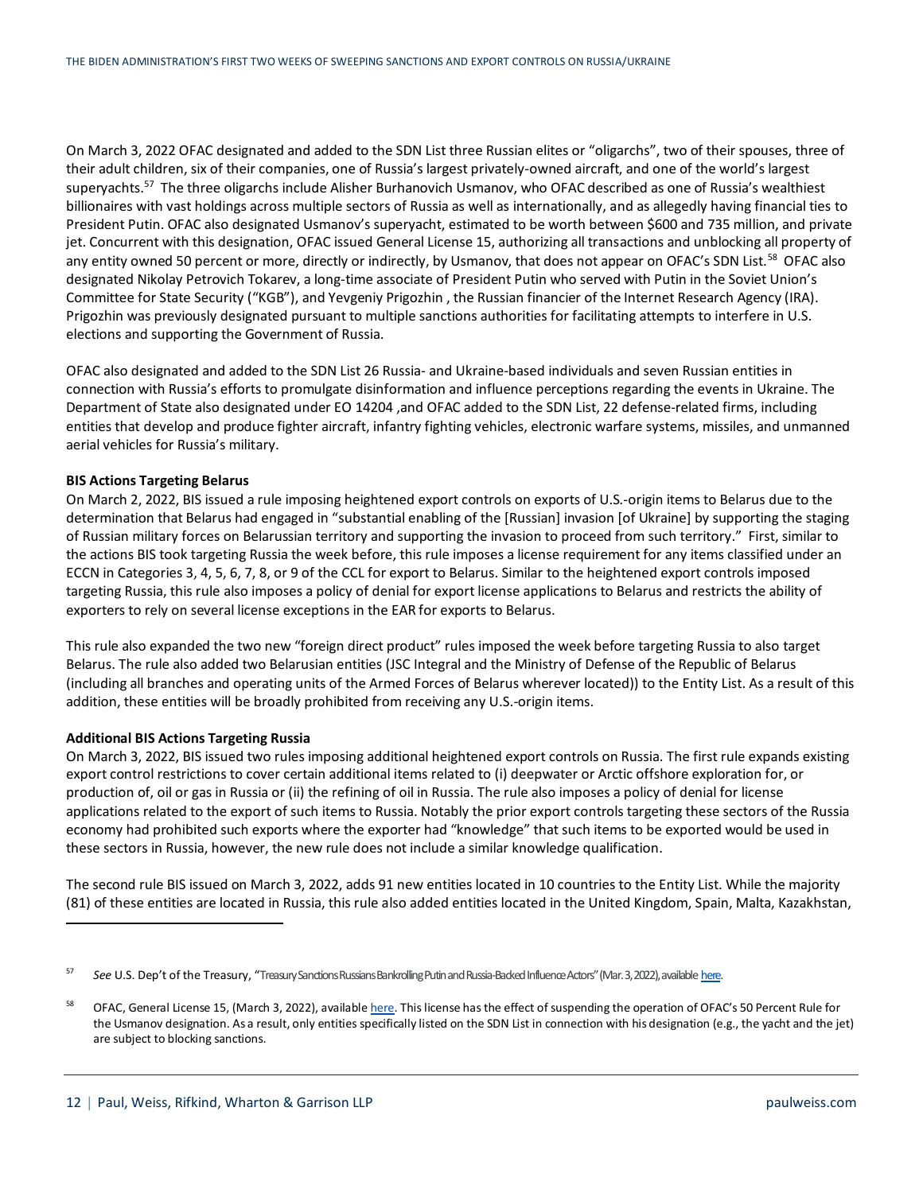On March 3, 2022 OFAC designated and added to the SDN List three Russian elites or "oligarchs", two of their spouses, three of their adult children, six of their companies, one of Russia's largest privately-owned aircraft, and one of the world's largest superyachts.[57] The three oligarchs include Alisher Burhanovich Usmanov, who OFAC described as one of Russia's wealthiest billionaires with vast holdings across multiple sectors of Russia as well as internationally, and as allegedly having financial ties to President Putin. OFAC also designated Usmanov's superyacht, estimated to be worth between $600 and 735 million, and private jet. Concurrent with this designation, OFAC issued General License 15, authorizing all transactions and unblocking all property of any entity owned 50 percent or more, directly or indirectly, by Usmanov, that does not appear on OFAC's SDN List.[58] OFAC also designated Nikolay Petrovich Tokarev, a long-time associate of President Putin who served with Putin in the Soviet Union's Committee for State Security ("KGB"), and Yevgeniy Prigozhin , the Russian financier of the Internet Research Agency (IRA). Prigozhin was previously designated pursuant to multiple sanctions authorities for facilitating attempts to interfere in U.S. elections and supporting the Government of Russia.

OFAC also designated and added to the SDN List 26 Russia- and Ukraine-based individuals and seven Russian entities in connection with Russia's efforts to promulgate disinformation and influence perceptions regarding the events in Ukraine. The Department of State also designated under EO 14204 ,and OFAC added to the SDN List, 22 defense-related firms, including entities that develop and produce fighter aircraft, infantry fighting vehicles, electronic warfare systems, missiles, and unmanned aerial vehicles for Russia's military.

**BIS Actions Targeting Belarus**

On March 2, 2022, BIS issued a rule imposing heightened export controls on exports of U.S.-origin items to Belarus due to the determination that Belarus had engaged in "substantial enabling of the [Russian] invasion [of Ukraine] by supporting the staging of Russian military forces on Belarussian territory and supporting the invasion to proceed from such territory." First, similar to the actions BIS took targeting Russia the week before, this rule imposes a license requirement for any items classified under an ECCN in Categories 3, 4, 5, 6, 7, 8, or 9 of the CCL for export to Belarus. Similar to the heightened export controls imposed targeting Russia, this rule also imposes a policy of denial for export license applications to Belarus and restricts the ability of exporters to rely on several license exceptions in the EAR for exports to Belarus.

This rule also expanded the two new "foreign direct product" rules imposed the week before targeting Russia to also target Belarus. The rule also added two Belarusian entities (JSC Integral and the Ministry of Defense of the Republic of Belarus (including all branches and operating units of the Armed Forces of Belarus wherever located)) to the Entity List. As a result of this addition, these entities will be broadly prohibited from receiving any U.S.-origin items.

**Additional BIS Actions Targeting Russia**

On March 3, 2022, BIS issued two rules imposing additional heightened export controls on Russia. The first rule expands existing export control restrictions to cover certain additional items related to (i) deepwater or Arctic offshore exploration for, or production of, oil or gas in Russia or (ii) the refining of oil in Russia. The rule also imposes a policy of denial for license applications related to the export of such items to Russia. Notably the prior export controls targeting these sectors of the Russia economy had prohibited such exports where the exporter had "knowledge" that such items to be exported would be used in these sectors in Russia, however, the new rule does not include a similar knowledge qualification.

The second rule BIS issued on March 3, 2022, adds 91 new entities located in 10 countries to the Entity List. While the majority (81) of these entities are located in Russia, this rule also added entities located in the United Kingdom, Spain, Malta, Kazakhstan,

---

[57] *See* U.S. Dep't of the Treasury, "Treasury Sanctions Russians Bankrolling Putin and Russia-Backed Influence Actors" (Mar. 3, 2022), available here.

[58] OFAC, General License 15, (March 3, 2022), available here. This license has the effect of suspending the operation of OFAC's 50 Percent Rule for the Usmanov designation. As a result, only entities specifically listed on the SDN List in connection with his designation (e.g., the yacht and the jet) are subject to blocking sanctions.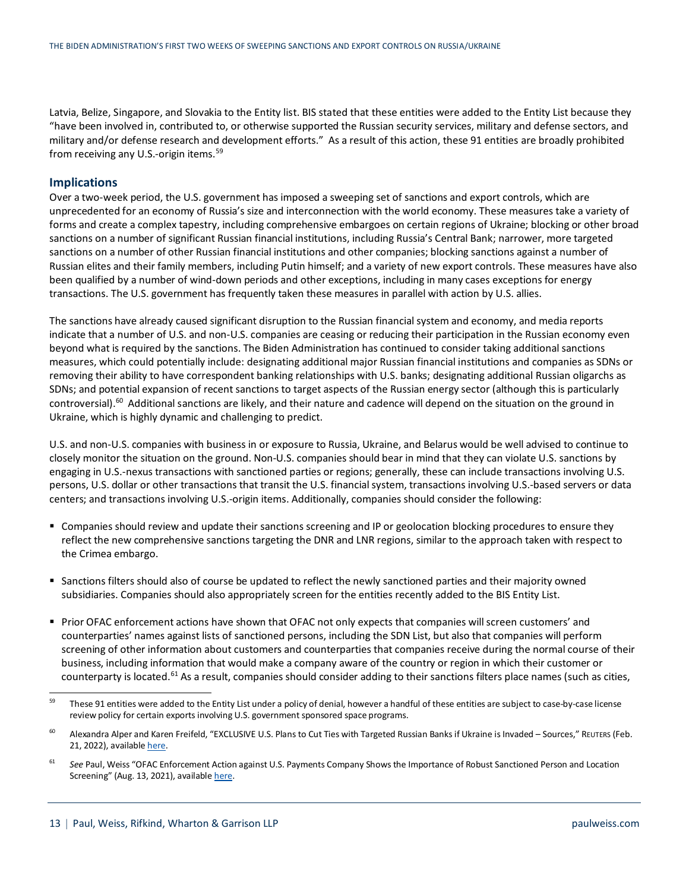Latvia, Belize, Singapore, and Slovakia to the Entity list. BIS stated that these entities were added to the Entity List because they "have been involved in, contributed to, or otherwise supported the Russian security services, military and defense sectors, and military and/or defense research and development efforts." As a result of this action, these 91 entities are broadly prohibited from receiving any U.S.-origin items.[59]

## Implications

Over a two-week period, the U.S. government has imposed a sweeping set of sanctions and export controls, which are unprecedented for an economy of Russia's size and interconnection with the world economy. These measures take a variety of forms and create a complex tapestry, including comprehensive embargoes on certain regions of Ukraine; blocking or other broad sanctions on a number of significant Russian financial institutions, including Russia's Central Bank; narrower, more targeted sanctions on a number of other Russian financial institutions and other companies; blocking sanctions against a number of Russian elites and their family members, including Putin himself; and a variety of new export controls. These measures have also been qualified by a number of wind-down periods and other exceptions, including in many cases exceptions for energy transactions. The U.S. government has frequently taken these measures in parallel with action by U.S. allies.

The sanctions have already caused significant disruption to the Russian financial system and economy, and media reports indicate that a number of U.S. and non-U.S. companies are ceasing or reducing their participation in the Russian economy even beyond what is required by the sanctions. The Biden Administration has continued to consider taking additional sanctions measures, which could potentially include: designating additional major Russian financial institutions and companies as SDNs or removing their ability to have correspondent banking relationships with U.S. banks; designating additional Russian oligarchs as SDNs; and potential expansion of recent sanctions to target aspects of the Russian energy sector (although this is particularly controversial).[60] Additional sanctions are likely, and their nature and cadence will depend on the situation on the ground in Ukraine, which is highly dynamic and challenging to predict.

U.S. and non-U.S. companies with business in or exposure to Russia, Ukraine, and Belarus would be well advised to continue to closely monitor the situation on the ground. Non-U.S. companies should bear in mind that they can violate U.S. sanctions by engaging in U.S.-nexus transactions with sanctioned parties or regions; generally, these can include transactions involving U.S. persons, U.S. dollar or other transactions that transit the U.S. financial system, transactions involving U.S.-based servers or data centers; and transactions involving U.S.-origin items. Additionally, companies should consider the following:

- Companies should review and update their sanctions screening and IP or geolocation blocking procedures to ensure they reflect the new comprehensive sanctions targeting the DNR and LNR regions, similar to the approach taken with respect to the Crimea embargo.
- Sanctions filters should also of course be updated to reflect the newly sanctioned parties and their majority owned subsidiaries. Companies should also appropriately screen for the entities recently added to the BIS Entity List.
- Prior OFAC enforcement actions have shown that OFAC not only expects that companies will screen customers' and counterparties' names against lists of sanctioned persons, including the SDN List, but also that companies will perform screening of other information about customers and counterparties that companies receive during the normal course of their business, including information that would make a company aware of the country or region in which their customer or counterparty is located.[61] As a result, companies should consider adding to their sanctions filters place names (such as cities,

---

[59] These 91 entities were added to the Entity List under a policy of denial, however a handful of these entities are subject to case-by-case license review policy for certain exports involving U.S. government sponsored space programs.

[60] Alexandra Alper and Karen Freifeld, "EXCLUSIVE U.S. Plans to Cut Ties with Targeted Russian Banks if Ukraine is Invaded – Sources," REUTERS (Feb. 21, 2022), available here.

[61] *See* Paul, Weiss "OFAC Enforcement Action against U.S. Payments Company Shows the Importance of Robust Sanctioned Person and Location Screening" (Aug. 13, 2021), available here.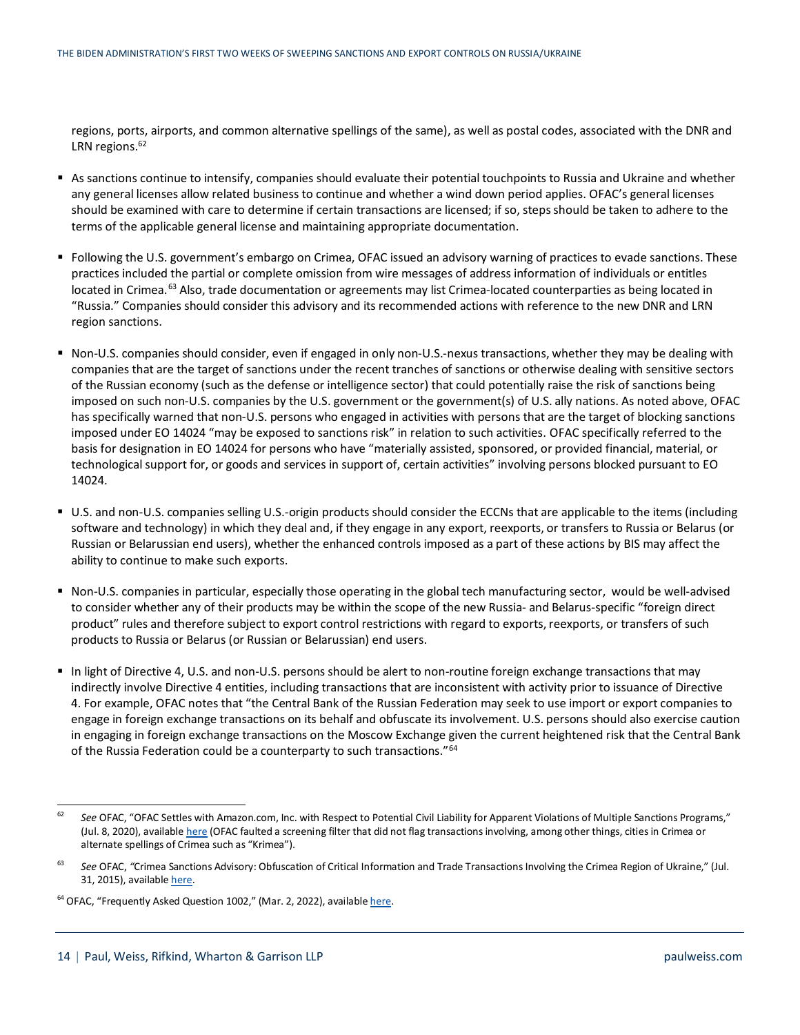regions, ports, airports, and common alternative spellings of the same), as well as postal codes, associated with the DNR and LRN regions.[62]

- As sanctions continue to intensify, companies should evaluate their potential touchpoints to Russia and Ukraine and whether any general licenses allow related business to continue and whether a wind down period applies. OFAC's general licenses should be examined with care to determine if certain transactions are licensed; if so, steps should be taken to adhere to the terms of the applicable general license and maintaining appropriate documentation.

- Following the U.S. government's embargo on Crimea, OFAC issued an advisory warning of practices to evade sanctions. These practices included the partial or complete omission from wire messages of address information of individuals or entities located in Crimea.[63] Also, trade documentation or agreements may list Crimea-located counterparties as being located in "Russia." Companies should consider this advisory and its recommended actions with reference to the new DNR and LRN region sanctions.

- Non-U.S. companies should consider, even if engaged in only non-U.S.-nexus transactions, whether they may be dealing with companies that are the target of sanctions under the recent tranches of sanctions or otherwise dealing with sensitive sectors of the Russian economy (such as the defense or intelligence sector) that could potentially raise the risk of sanctions being imposed on such non-U.S. companies by the U.S. government or the government(s) of U.S. ally nations. As noted above, OFAC has specifically warned that non-U.S. persons who engaged in activities with persons that are the target of blocking sanctions imposed under EO 14024 "may be exposed to sanctions risk" in relation to such activities. OFAC specifically referred to the basis for designation in EO 14024 for persons who have "materially assisted, sponsored, or provided financial, material, or technological support for, or goods and services in support of, certain activities" involving persons blocked pursuant to EO 14024.

- U.S. and non-U.S. companies selling U.S.-origin products should consider the ECCNs that are applicable to the items (including software and technology) in which they deal and, if they engage in any export, reexports, or transfers to Russia or Belarus (or Russian or Belarussian end users), whether the enhanced controls imposed as a part of these actions by BIS may affect the ability to continue to make such exports.

- Non-U.S. companies in particular, especially those operating in the global tech manufacturing sector, would be well-advised to consider whether any of their products may be within the scope of the new Russia- and Belarus-specific "foreign direct product" rules and therefore subject to export control restrictions with regard to exports, reexports, or transfers of such products to Russia or Belarus (or Russian or Belarussian) end users.

- In light of Directive 4, U.S. and non-U.S. persons should be alert to non-routine foreign exchange transactions that may indirectly involve Directive 4 entities, including transactions that are inconsistent with activity prior to issuance of Directive 4. For example, OFAC notes that "the Central Bank of the Russian Federation may seek to use import or export companies to engage in foreign exchange transactions on its behalf and obfuscate its involvement. U.S. persons should also exercise caution in engaging in foreign exchange transactions on the Moscow Exchange given the current heightened risk that the Central Bank of the Russia Federation could be a counterparty to such transactions."[64]

---

[62] *See* OFAC, "OFAC Settles with Amazon.com, Inc. with Respect to Potential Civil Liability for Apparent Violations of Multiple Sanctions Programs," (Jul. 8, 2020), available here (OFAC faulted a screening filter that did not flag transactions involving, among other things, cities in Crimea or alternate spellings of Crimea such as "Krimea").

[63] *See* OFAC, "Crimea Sanctions Advisory: Obfuscation of Critical Information and Trade Transactions Involving the Crimea Region of Ukraine," (Jul. 31, 2015), available here.

[64] OFAC, "Frequently Asked Question 1002," (Mar. 2, 2022), available here.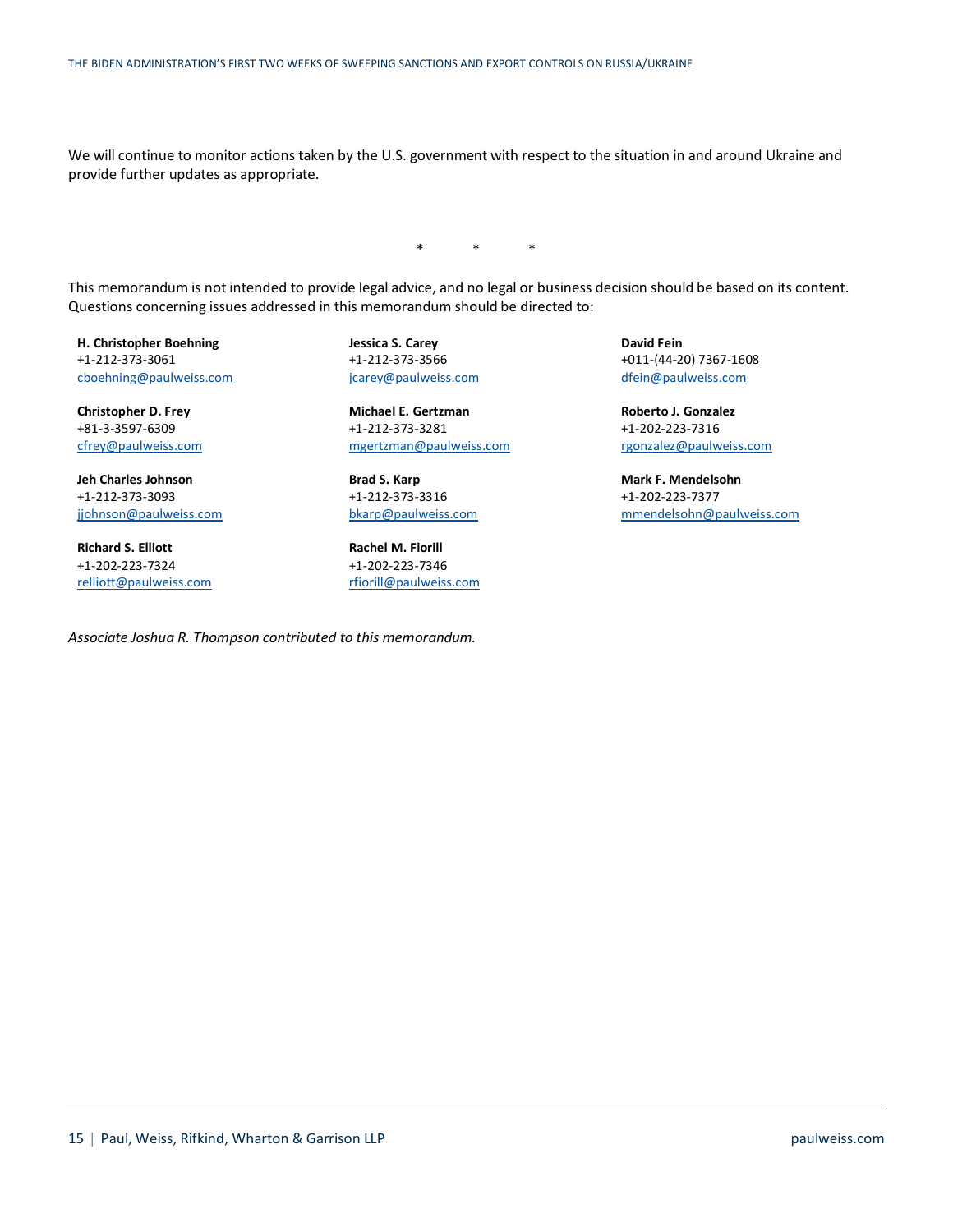We will continue to monitor actions taken by the U.S. government with respect to the situation in and around Ukraine and provide further updates as appropriate.

\*            \*            \*

This memorandum is not intended to provide legal advice, and no legal or business decision should be based on its content. Questions concerning issues addressed in this memorandum should be directed to:

**H. Christopher Boehning**
+1-212-373-3061
cboehning@paulweiss.com

**Jessica S. Carey**
+1-212-373-3566
jcarey@paulweiss.com

**David Fein**
+011-(44-20) 7367-1608
dfein@paulweiss.com

**Christopher D. Frey**
+81-3-3597-6309
cfrey@paulweiss.com

**Michael E. Gertzman**
+1-212-373-3281
mgertzman@paulweiss.com

**Roberto J. Gonzalez**
+1-202-223-7316
rgonzalez@paulweiss.com

**Jeh Charles Johnson**
+1-212-373-3093
jjohnson@paulweiss.com

**Brad S. Karp**
+1-212-373-3316
bkarp@paulweiss.com

**Mark F. Mendelsohn**
+1-202-223-7377
mmendelsohn@paulweiss.com

**Richard S. Elliott**
+1-202-223-7324
relliott@paulweiss.com

**Rachel M. Fiorill**
+1-202-223-7346
rfiorill@paulweiss.com

*Associate Joshua R. Thompson contributed to this memorandum.*